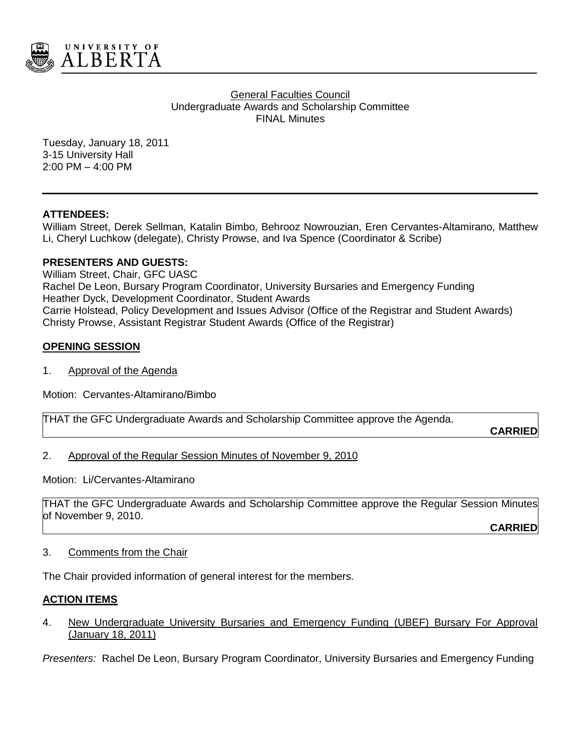General Faculties Council
Undergraduate Awards and Scholarship Committee
FINAL Minutes

Tuesday, January 18, 2011
3-15 University Hall
2:00 PM – 4:00 PM

**ATTENDEES:**
William Street, Derek Sellman, Katalin Bimbo, Behrooz Nowrouzian, Eren Cervantes-Altamirano, Matthew Li, Cheryl Luchkow (delegate), Christy Prowse, and Iva Spence (Coordinator & Scribe)

**PRESENTERS AND GUESTS:**
William Street, Chair, GFC UASC
Rachel De Leon, Bursary Program Coordinator, University Bursaries and Emergency Funding
Heather Dyck, Development Coordinator, Student Awards
Carrie Holstead, Policy Development and Issues Advisor (Office of the Registrar and Student Awards)
Christy Prowse, Assistant Registrar Student Awards (Office of the Registrar)

## OPENING SESSION

1. Approval of the Agenda

Motion: Cervantes-Altamirano/Bimbo

THAT the GFC Undergraduate Awards and Scholarship Committee approve the Agenda.

**CARRIED**

2. Approval of the Regular Session Minutes of November 9, 2010

Motion: Li/Cervantes-Altamirano

THAT the GFC Undergraduate Awards and Scholarship Committee approve the Regular Session Minutes of November 9, 2010.

**CARRIED**

3. Comments from the Chair

The Chair provided information of general interest for the members.

## ACTION ITEMS

4. New Undergraduate University Bursaries and Emergency Funding (UBEF) Bursary For Approval (January 18, 2011)

*Presenters:* Rachel De Leon, Bursary Program Coordinator, University Bursaries and Emergency Funding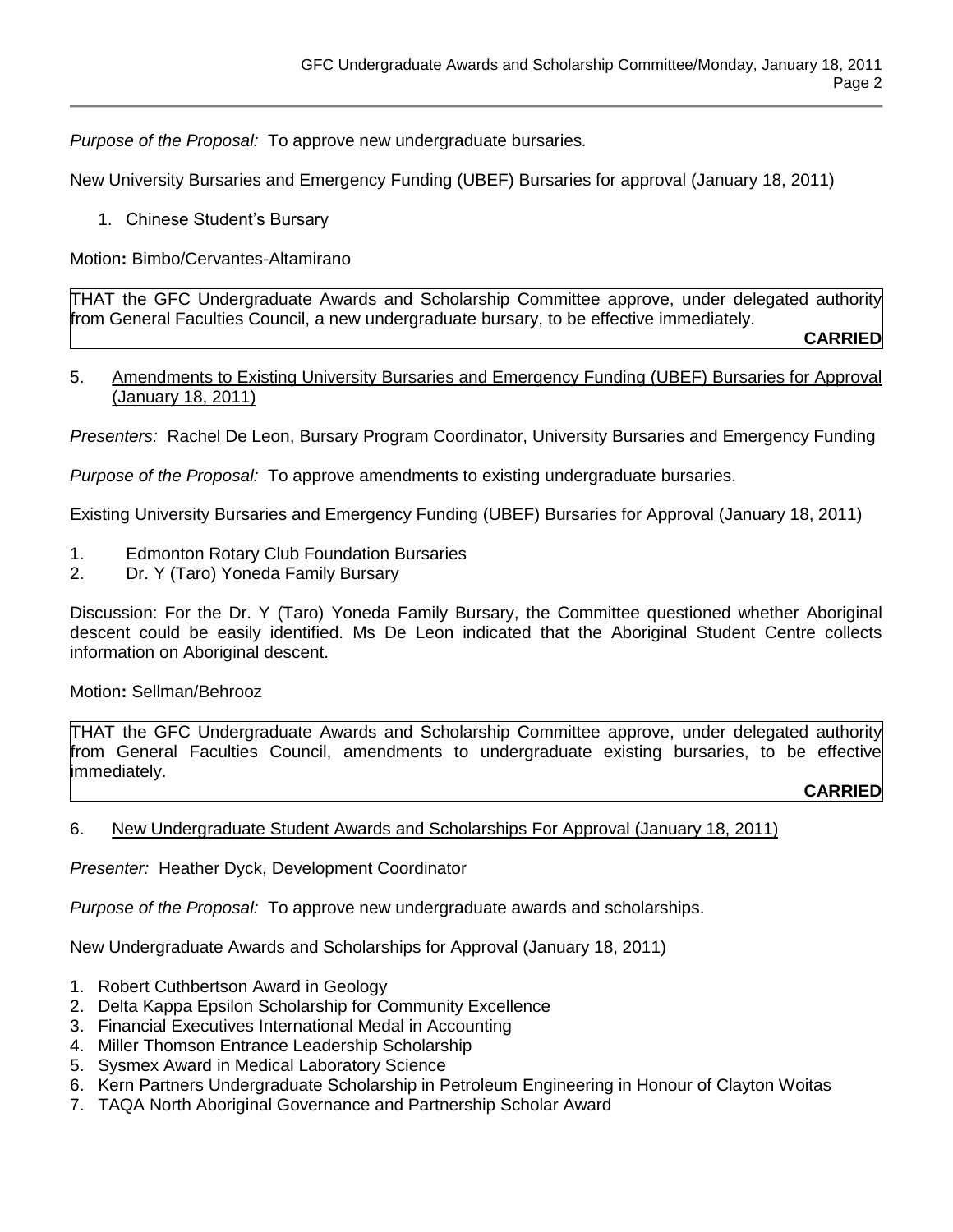*Purpose of the Proposal:* To approve new undergraduate bursaries*.*

New University Bursaries and Emergency Funding (UBEF) Bursaries for approval (January 18, 2011)

1. Chinese Student's Bursary

Motion**:** Bimbo/Cervantes-Altamirano

THAT the GFC Undergraduate Awards and Scholarship Committee approve, under delegated authority from General Faculties Council, a new undergraduate bursary, to be effective immediately.

**CARRIED**

5. Amendments to Existing University Bursaries and Emergency Funding (UBEF) Bursaries for Approval (January 18, 2011)

*Presenters:* Rachel De Leon, Bursary Program Coordinator, University Bursaries and Emergency Funding

*Purpose of the Proposal:* To approve amendments to existing undergraduate bursaries.

Existing University Bursaries and Emergency Funding (UBEF) Bursaries for Approval (January 18, 2011)

1. Edmonton Rotary Club Foundation Bursaries
2. Dr. Y (Taro) Yoneda Family Bursary

Discussion: For the Dr. Y (Taro) Yoneda Family Bursary, the Committee questioned whether Aboriginal descent could be easily identified. Ms De Leon indicated that the Aboriginal Student Centre collects information on Aboriginal descent.

Motion**:** Sellman/Behrooz

THAT the GFC Undergraduate Awards and Scholarship Committee approve, under delegated authority from General Faculties Council, amendments to undergraduate existing bursaries, to be effective immediately.

**CARRIED**

6. New Undergraduate Student Awards and Scholarships For Approval (January 18, 2011)

*Presenter:* Heather Dyck, Development Coordinator

*Purpose of the Proposal:* To approve new undergraduate awards and scholarships.

New Undergraduate Awards and Scholarships for Approval (January 18, 2011)

1. Robert Cuthbertson Award in Geology
2. Delta Kappa Epsilon Scholarship for Community Excellence
3. Financial Executives International Medal in Accounting
4. Miller Thomson Entrance Leadership Scholarship
5. Sysmex Award in Medical Laboratory Science
6. Kern Partners Undergraduate Scholarship in Petroleum Engineering in Honour of Clayton Woitas
7. TAQA North Aboriginal Governance and Partnership Scholar Award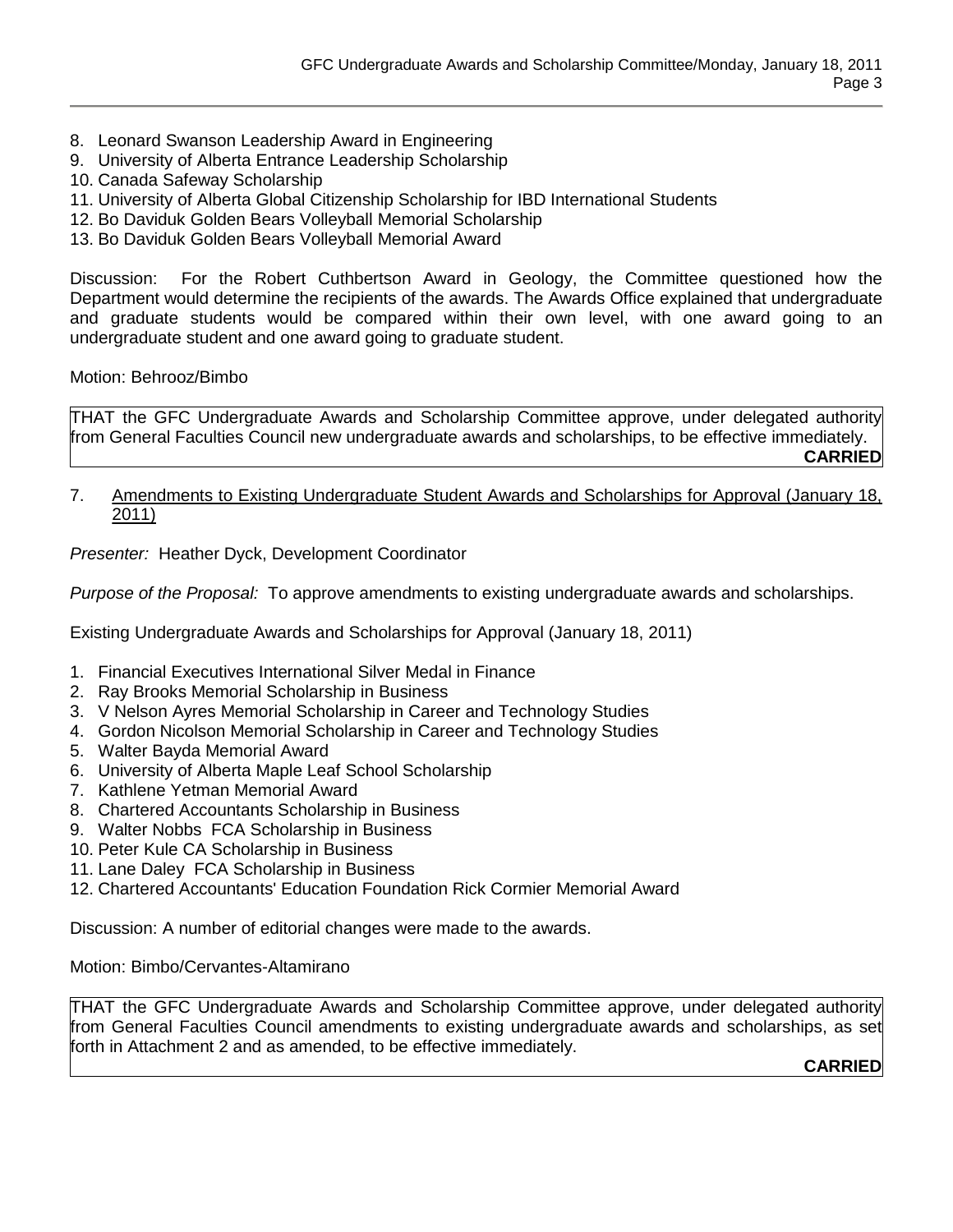8. Leonard Swanson Leadership Award in Engineering
9. University of Alberta Entrance Leadership Scholarship
10. Canada Safeway Scholarship
11. University of Alberta Global Citizenship Scholarship for IBD International Students
12. Bo Daviduk Golden Bears Volleyball Memorial Scholarship
13. Bo Daviduk Golden Bears Volleyball Memorial Award

Discussion: For the Robert Cuthbertson Award in Geology, the Committee questioned how the Department would determine the recipients of the awards. The Awards Office explained that undergraduate and graduate students would be compared within their own level, with one award going to an undergraduate student and one award going to graduate student.

Motion: Behrooz/Bimbo

THAT the GFC Undergraduate Awards and Scholarship Committee approve, under delegated authority from General Faculties Council new undergraduate awards and scholarships, to be effective immediately.

**CARRIED**

7. Amendments to Existing Undergraduate Student Awards and Scholarships for Approval (January 18, 2011)

*Presenter:* Heather Dyck, Development Coordinator

*Purpose of the Proposal:* To approve amendments to existing undergraduate awards and scholarships.

Existing Undergraduate Awards and Scholarships for Approval (January 18, 2011)

1. Financial Executives International Silver Medal in Finance
2. Ray Brooks Memorial Scholarship in Business
3. V Nelson Ayres Memorial Scholarship in Career and Technology Studies
4. Gordon Nicolson Memorial Scholarship in Career and Technology Studies
5. Walter Bayda Memorial Award
6. University of Alberta Maple Leaf School Scholarship
7. Kathlene Yetman Memorial Award
8. Chartered Accountants Scholarship in Business
9. Walter Nobbs FCA Scholarship in Business
10. Peter Kule CA Scholarship in Business
11. Lane Daley FCA Scholarship in Business
12. Chartered Accountants' Education Foundation Rick Cormier Memorial Award

Discussion: A number of editorial changes were made to the awards.

Motion: Bimbo/Cervantes-Altamirano

THAT the GFC Undergraduate Awards and Scholarship Committee approve, under delegated authority from General Faculties Council amendments to existing undergraduate awards and scholarships, as set forth in Attachment 2 and as amended, to be effective immediately.

**CARRIED**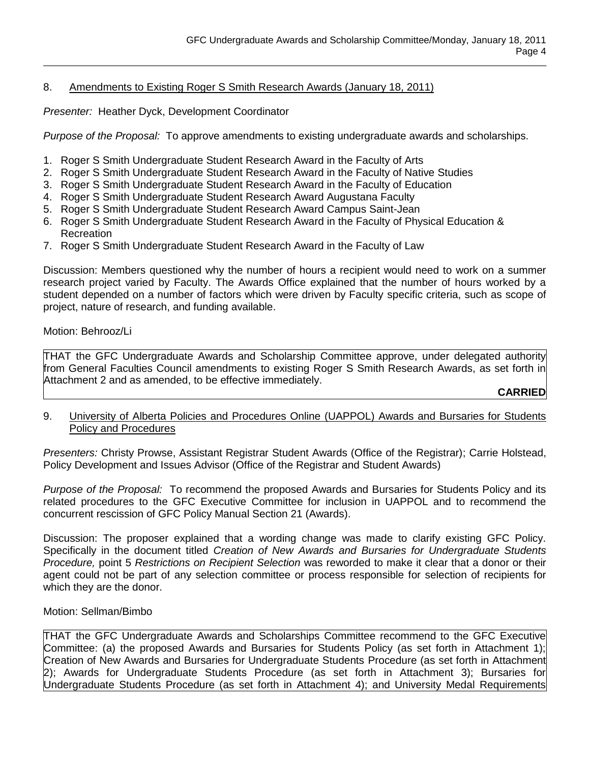8. Amendments to Existing Roger S Smith Research Awards (January 18, 2011)

*Presenter:* Heather Dyck, Development Coordinator

*Purpose of the Proposal:* To approve amendments to existing undergraduate awards and scholarships.

1. Roger S Smith Undergraduate Student Research Award in the Faculty of Arts
2. Roger S Smith Undergraduate Student Research Award in the Faculty of Native Studies
3. Roger S Smith Undergraduate Student Research Award in the Faculty of Education
4. Roger S Smith Undergraduate Student Research Award Augustana Faculty
5. Roger S Smith Undergraduate Student Research Award Campus Saint-Jean
6. Roger S Smith Undergraduate Student Research Award in the Faculty of Physical Education & Recreation
7. Roger S Smith Undergraduate Student Research Award in the Faculty of Law

Discussion: Members questioned why the number of hours a recipient would need to work on a summer research project varied by Faculty. The Awards Office explained that the number of hours worked by a student depended on a number of factors which were driven by Faculty specific criteria, such as scope of project, nature of research, and funding available.

Motion: Behrooz/Li

THAT the GFC Undergraduate Awards and Scholarship Committee approve, under delegated authority from General Faculties Council amendments to existing Roger S Smith Research Awards, as set forth in Attachment 2 and as amended, to be effective immediately.

**CARRIED**

9. University of Alberta Policies and Procedures Online (UAPPOL) Awards and Bursaries for Students Policy and Procedures

*Presenters:* Christy Prowse, Assistant Registrar Student Awards (Office of the Registrar); Carrie Holstead, Policy Development and Issues Advisor (Office of the Registrar and Student Awards)

*Purpose of the Proposal:* To recommend the proposed Awards and Bursaries for Students Policy and its related procedures to the GFC Executive Committee for inclusion in UAPPOL and to recommend the concurrent rescission of GFC Policy Manual Section 21 (Awards).

Discussion: The proposer explained that a wording change was made to clarify existing GFC Policy. Specifically in the document titled *Creation of New Awards and Bursaries for Undergraduate Students Procedure,* point 5 *Restrictions on Recipient Selection* was reworded to make it clear that a donor or their agent could not be part of any selection committee or process responsible for selection of recipients for which they are the donor.

Motion: Sellman/Bimbo

THAT the GFC Undergraduate Awards and Scholarships Committee recommend to the GFC Executive Committee: (a) the proposed Awards and Bursaries for Students Policy (as set forth in Attachment 1); Creation of New Awards and Bursaries for Undergraduate Students Procedure (as set forth in Attachment 2); Awards for Undergraduate Students Procedure (as set forth in Attachment 3); Bursaries for Undergraduate Students Procedure (as set forth in Attachment 4); and University Medal Requirements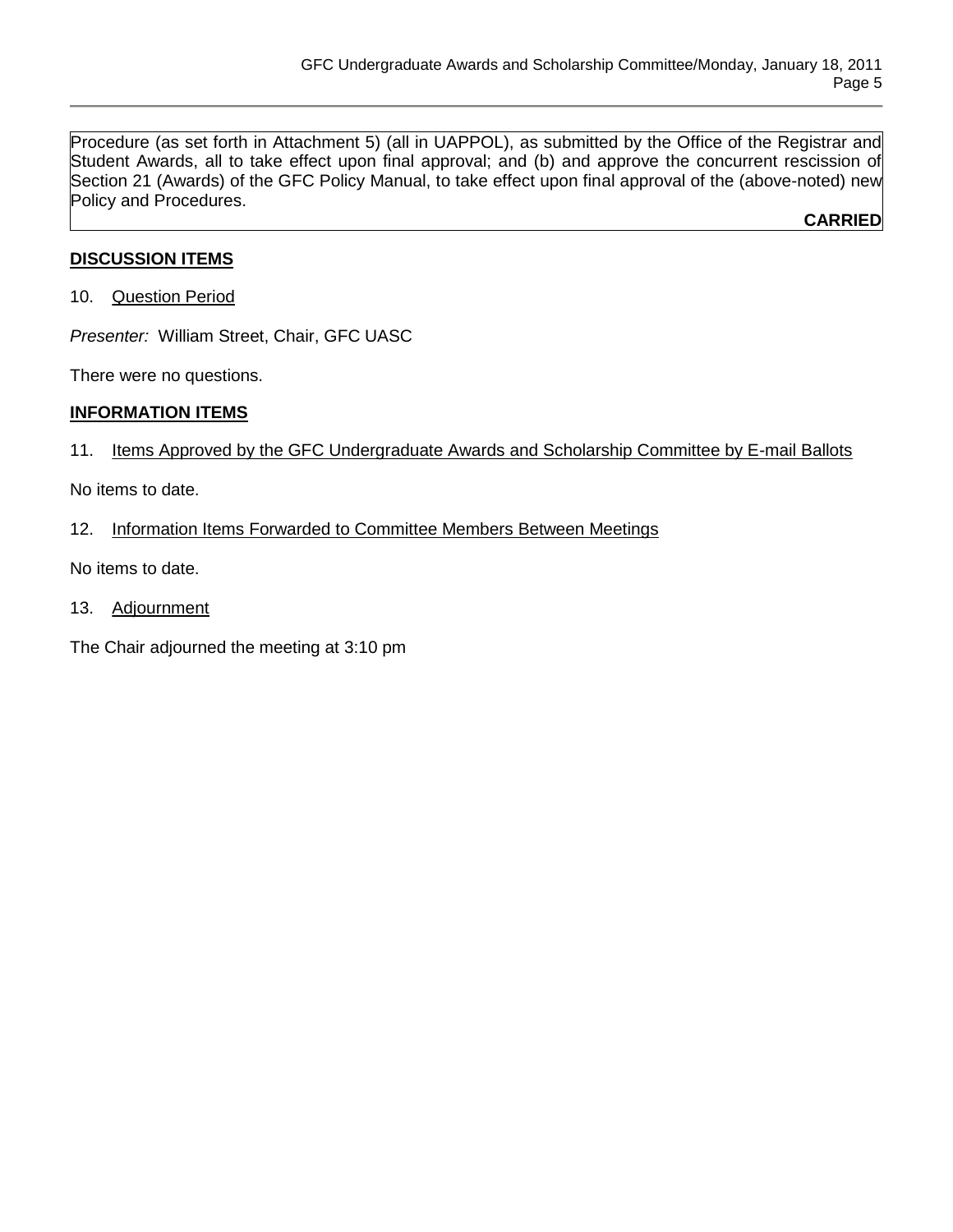Procedure (as set forth in Attachment 5) (all in UAPPOL), as submitted by the Office of the Registrar and Student Awards, all to take effect upon final approval; and (b) and approve the concurrent rescission of Section 21 (Awards) of the GFC Policy Manual, to take effect upon final approval of the (above-noted) new Policy and Procedures.

**CARRIED**

**DISCUSSION ITEMS**

10. Question Period

*Presenter:* William Street, Chair, GFC UASC

There were no questions.

**INFORMATION ITEMS**

11. Items Approved by the GFC Undergraduate Awards and Scholarship Committee by E-mail Ballots

No items to date.

12. Information Items Forwarded to Committee Members Between Meetings

No items to date.

13. Adjournment

The Chair adjourned the meeting at 3:10 pm